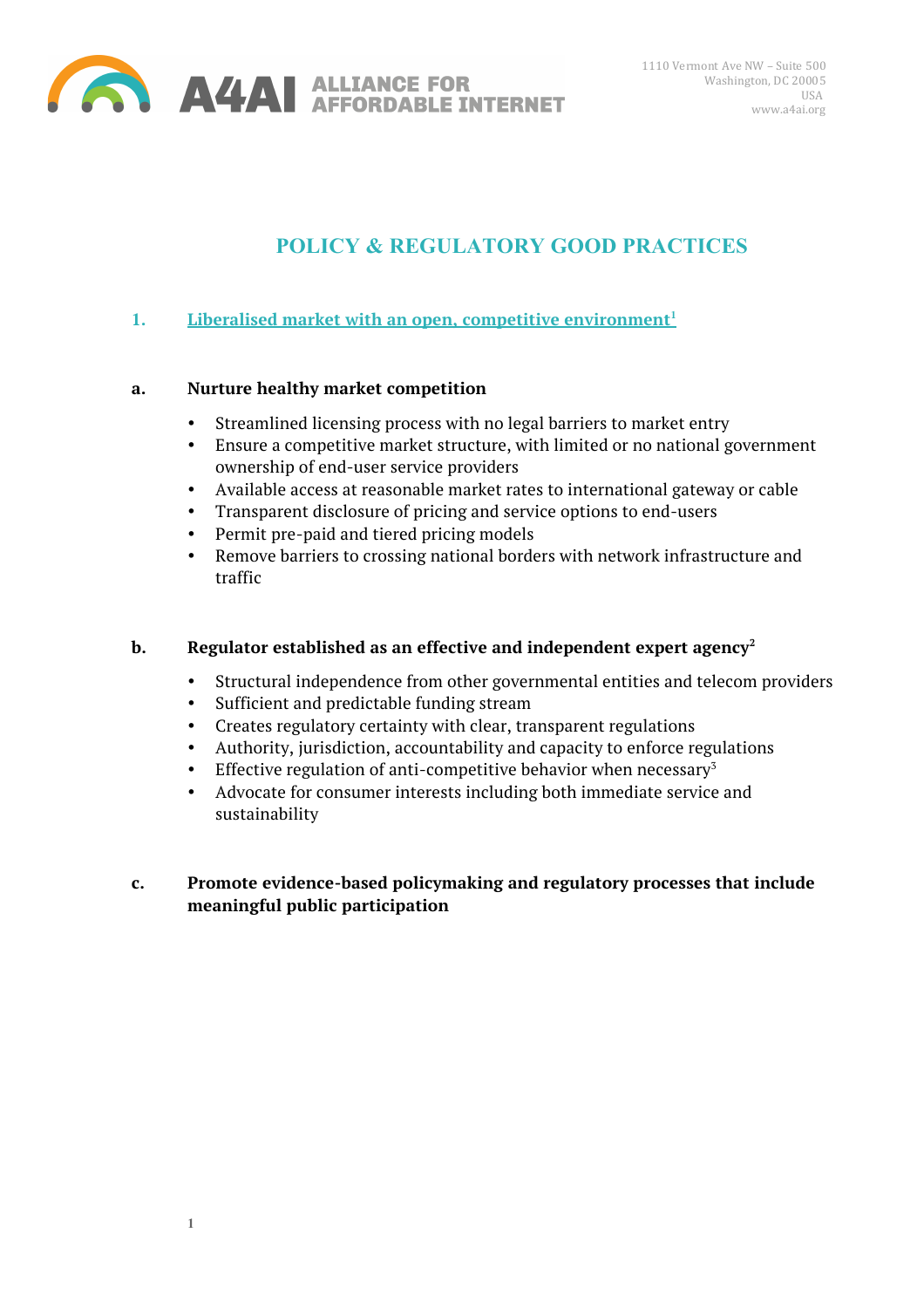A4AI ALLIANCE FOR AFFORDABLE INTERNET

1110 Vermont Ave NW – Suite 500
Washington, DC 20005
USA
www.a4ai.org

# POLICY & REGULATORY GOOD PRACTICES

## 1. Liberalised market with an open, competitive environment[1]

### a. Nurture healthy market competition

- Streamlined licensing process with no legal barriers to market entry
- Ensure a competitive market structure, with limited or no national government ownership of end-user service providers
- Available access at reasonable market rates to international gateway or cable
- Transparent disclosure of pricing and service options to end-users
- Permit pre-paid and tiered pricing models
- Remove barriers to crossing national borders with network infrastructure and traffic

### b. Regulator established as an effective and independent expert agency[2]

- Structural independence from other governmental entities and telecom providers
- Sufficient and predictable funding stream
- Creates regulatory certainty with clear, transparent regulations
- Authority, jurisdiction, accountability and capacity to enforce regulations
- Effective regulation of anti-competitive behavior when necessary[3]
- Advocate for consumer interests including both immediate service and sustainability

### c. Promote evidence-based policymaking and regulatory processes that include meaningful public participation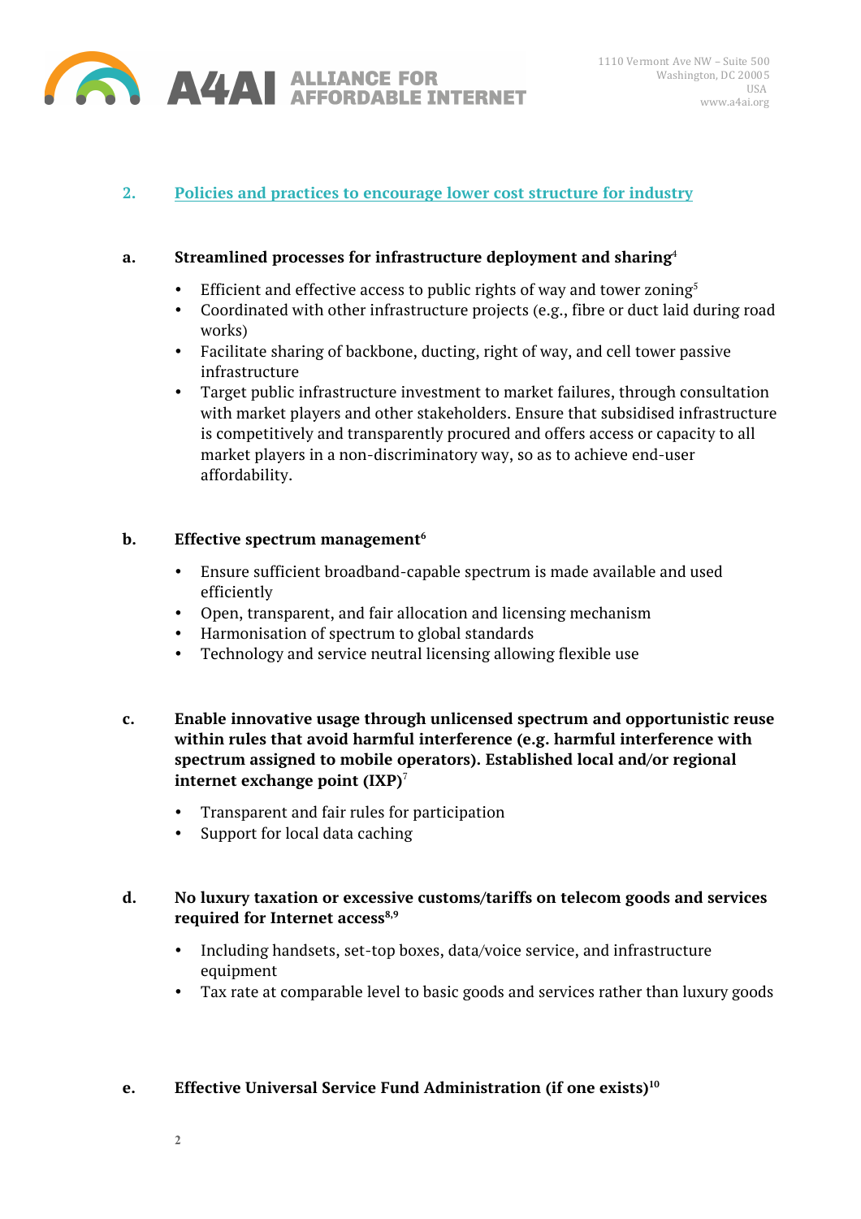## 2. Policies and practices to encourage lower cost structure for industry

### a. Streamlined processes for infrastructure deployment and sharing[4]

- Efficient and effective access to public rights of way and tower zoning[5]
- Coordinated with other infrastructure projects (e.g., fibre or duct laid during road works)
- Facilitate sharing of backbone, ducting, right of way, and cell tower passive infrastructure
- Target public infrastructure investment to market failures, through consultation with market players and other stakeholders. Ensure that subsidised infrastructure is competitively and transparently procured and offers access or capacity to all market players in a non-discriminatory way, so as to achieve end-user affordability.

### b. Effective spectrum management[6]

- Ensure sufficient broadband-capable spectrum is made available and used efficiently
- Open, transparent, and fair allocation and licensing mechanism
- Harmonisation of spectrum to global standards
- Technology and service neutral licensing allowing flexible use

### c. Enable innovative usage through unlicensed spectrum and opportunistic reuse within rules that avoid harmful interference (e.g. harmful interference with spectrum assigned to mobile operators). Established local and/or regional internet exchange point (IXP)[7]

- Transparent and fair rules for participation
- Support for local data caching

### d. No luxury taxation or excessive customs/tariffs on telecom goods and services required for Internet access[8,9]

- Including handsets, set-top boxes, data/voice service, and infrastructure equipment
- Tax rate at comparable level to basic goods and services rather than luxury goods

### e. Effective Universal Service Fund Administration (if one exists)[10]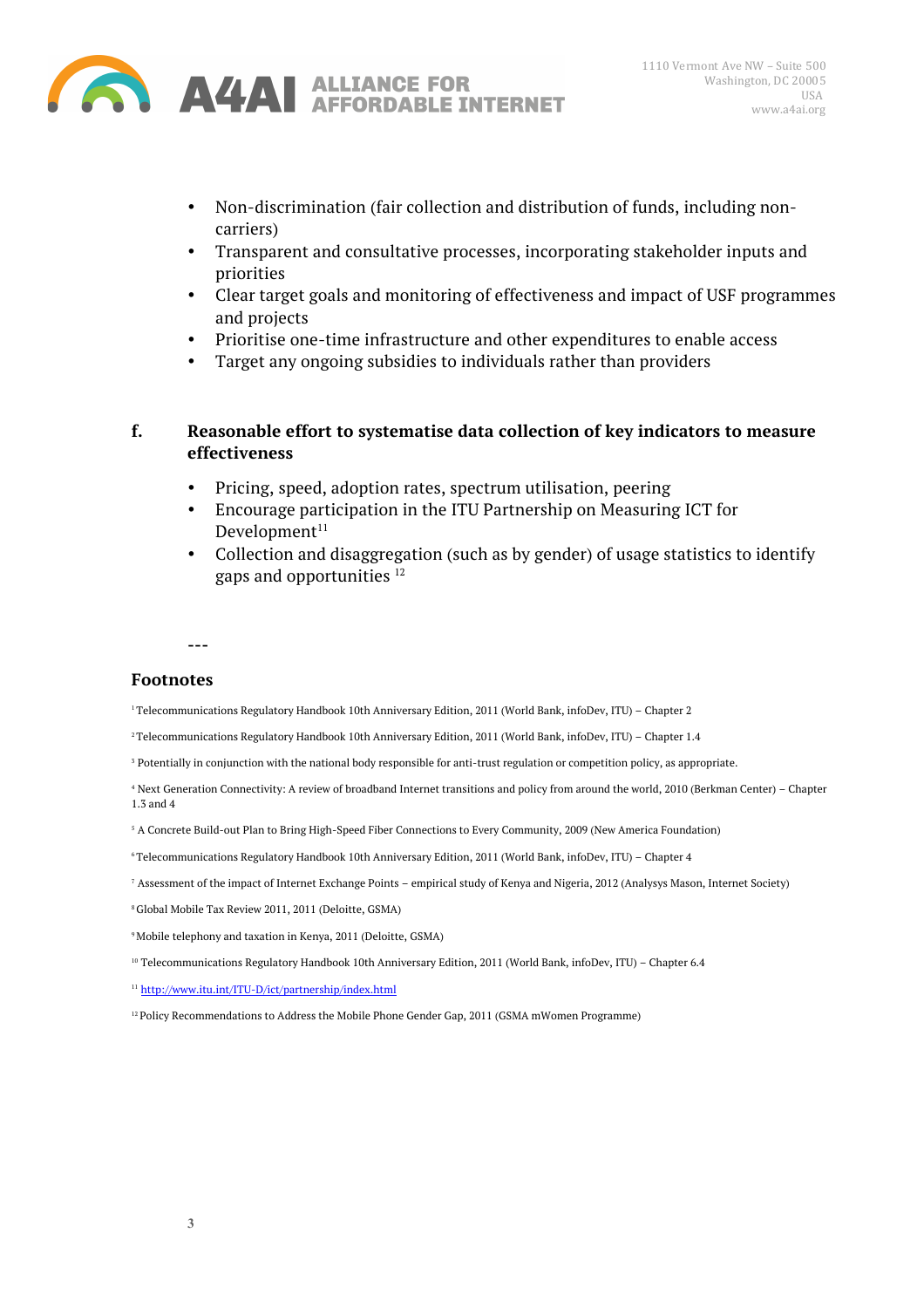- Non-discrimination (fair collection and distribution of funds, including non-carriers)
- Transparent and consultative processes, incorporating stakeholder inputs and priorities
- Clear target goals and monitoring of effectiveness and impact of USF programmes and projects
- Prioritise one-time infrastructure and other expenditures to enable access
- Target any ongoing subsidies to individuals rather than providers

**f. Reasonable effort to systematise data collection of key indicators to measure effectiveness**

- Pricing, speed, adoption rates, spectrum utilisation, peering
- Encourage participation in the ITU Partnership on Measuring ICT for Development[11]
- Collection and disaggregation (such as by gender) of usage statistics to identify gaps and opportunities [12]

---

## Footnotes

[1] Telecommunications Regulatory Handbook 10th Anniversary Edition, 2011 (World Bank, infoDev, ITU) – Chapter 2

[2] Telecommunications Regulatory Handbook 10th Anniversary Edition, 2011 (World Bank, infoDev, ITU) – Chapter 1.4

[3] Potentially in conjunction with the national body responsible for anti-trust regulation or competition policy, as appropriate.

[4] Next Generation Connectivity: A review of broadband Internet transitions and policy from around the world, 2010 (Berkman Center) – Chapter 1.3 and 4

[5] A Concrete Build-out Plan to Bring High-Speed Fiber Connections to Every Community, 2009 (New America Foundation)

[6] Telecommunications Regulatory Handbook 10th Anniversary Edition, 2011 (World Bank, infoDev, ITU) – Chapter 4

[7] Assessment of the impact of Internet Exchange Points – empirical study of Kenya and Nigeria, 2012 (Analysys Mason, Internet Society)

[8] Global Mobile Tax Review 2011, 2011 (Deloitte, GSMA)

[9] Mobile telephony and taxation in Kenya, 2011 (Deloitte, GSMA)

[10] Telecommunications Regulatory Handbook 10th Anniversary Edition, 2011 (World Bank, infoDev, ITU) – Chapter 6.4

[11] http://www.itu.int/ITU-D/ict/partnership/index.html

[12] Policy Recommendations to Address the Mobile Phone Gender Gap, 2011 (GSMA mWomen Programme)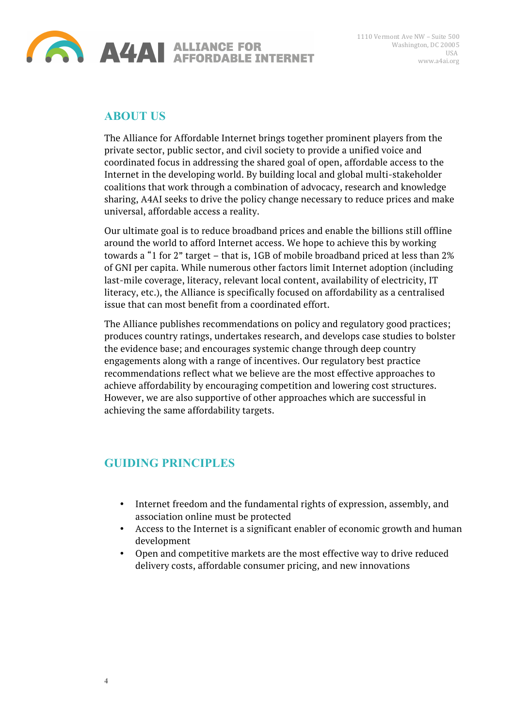## ABOUT US

The Alliance for Affordable Internet brings together prominent players from the private sector, public sector, and civil society to provide a unified voice and coordinated focus in addressing the shared goal of open, affordable access to the Internet in the developing world. By building local and global multi-stakeholder coalitions that work through a combination of advocacy, research and knowledge sharing, A4AI seeks to drive the policy change necessary to reduce prices and make universal, affordable access a reality.

Our ultimate goal is to reduce broadband prices and enable the billions still offline around the world to afford Internet access. We hope to achieve this by working towards a "1 for 2" target – that is, 1GB of mobile broadband priced at less than 2% of GNI per capita. While numerous other factors limit Internet adoption (including last-mile coverage, literacy, relevant local content, availability of electricity, IT literacy, etc.), the Alliance is specifically focused on affordability as a centralised issue that can most benefit from a coordinated effort.

The Alliance publishes recommendations on policy and regulatory good practices; produces country ratings, undertakes research, and develops case studies to bolster the evidence base; and encourages systemic change through deep country engagements along with a range of incentives. Our regulatory best practice recommendations reflect what we believe are the most effective approaches to achieve affordability by encouraging competition and lowering cost structures. However, we are also supportive of other approaches which are successful in achieving the same affordability targets.

## GUIDING PRINCIPLES

- Internet freedom and the fundamental rights of expression, assembly, and association online must be protected
- Access to the Internet is a significant enabler of economic growth and human development
- Open and competitive markets are the most effective way to drive reduced delivery costs, affordable consumer pricing, and new innovations